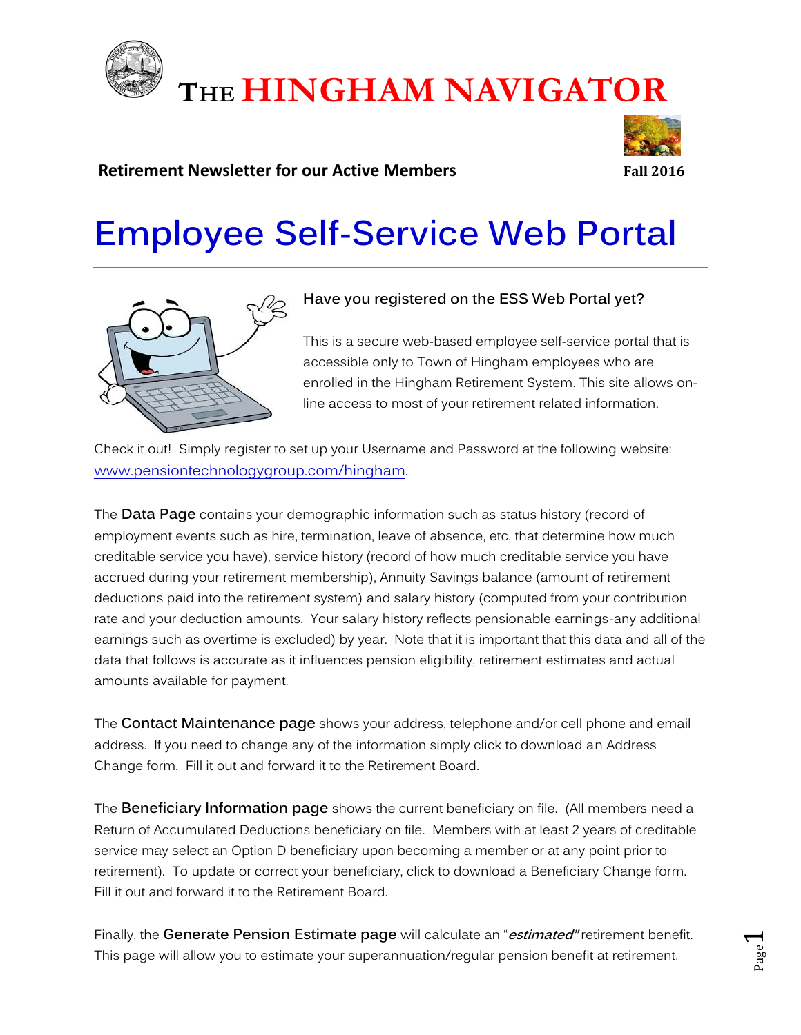# THE HINGHAM NAVIGATOR

**Retirement Newsletter for our Active Members** **Fall 2016**

# Employee Self-Service Web Portal

**Have you registered on the ESS Web Portal yet?**

This is a secure web-based employee self-service portal that is accessible only to Town of Hingham employees who are enrolled in the Hingham Retirement System. This site allows on-line access to most of your retirement related information.

Check it out! Simply register to set up your Username and Password at the following website: www.pensiontechnologygroup.com/hingham.

The **Data Page** contains your demographic information such as status history (record of employment events such as hire, termination, leave of absence, etc. that determine how much creditable service you have), service history (record of how much creditable service you have accrued during your retirement membership), Annuity Savings balance (amount of retirement deductions paid into the retirement system) and salary history (computed from your contribution rate and your deduction amounts. Your salary history reflects pensionable earnings-any additional earnings such as overtime is excluded) by year. Note that it is important that this data and all of the data that follows is accurate as it influences pension eligibility, retirement estimates and actual amounts available for payment.

The **Contact Maintenance page** shows your address, telephone and/or cell phone and email address. If you need to change any of the information simply click to download an Address Change form. Fill it out and forward it to the Retirement Board.

The **Beneficiary Information page** shows the current beneficiary on file. (All members need a Return of Accumulated Deductions beneficiary on file. Members with at least 2 years of creditable service may select an Option D beneficiary upon becoming a member or at any point prior to retirement). To update or correct your beneficiary, click to download a Beneficiary Change form. Fill it out and forward it to the Retirement Board.

Finally, the **Generate Pension Estimate page** will calculate an "***estimated***" retirement benefit. This page will allow you to estimate your superannuation/regular pension benefit at retirement.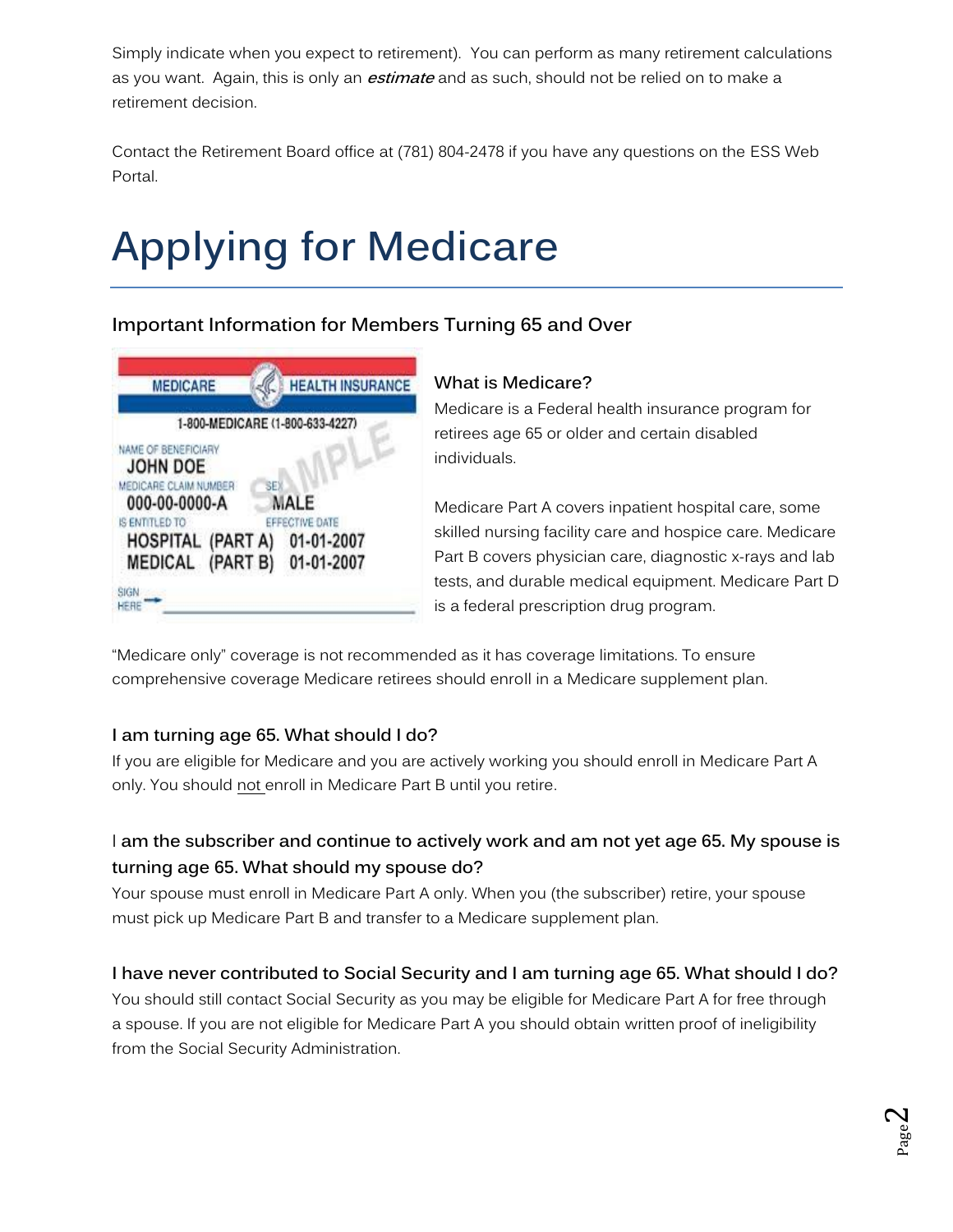Simply indicate when you expect to retirement). You can perform as many retirement calculations as you want. Again, this is only an ***estimate*** and as such, should not be relied on to make a retirement decision.

Contact the Retirement Board office at (781) 804-2478 if you have any questions on the ESS Web Portal.

# Applying for Medicare

### Important Information for Members Turning 65 and Over

#### What is Medicare?

Medicare is a Federal health insurance program for retirees age 65 or older and certain disabled individuals.

Medicare Part A covers inpatient hospital care, some skilled nursing facility care and hospice care. Medicare Part B covers physician care, diagnostic x-rays and lab tests, and durable medical equipment. Medicare Part D is a federal prescription drug program.

"Medicare only" coverage is not recommended as it has coverage limitations. To ensure comprehensive coverage Medicare retirees should enroll in a Medicare supplement plan.

#### I am turning age 65. What should I do?

If you are eligible for Medicare and you are actively working you should enroll in Medicare Part A only. You should <u>not</u> enroll in Medicare Part B until you retire.

#### I am the subscriber and continue to actively work and am not yet age 65. My spouse is turning age 65. What should my spouse do?

Your spouse must enroll in Medicare Part A only. When you (the subscriber) retire, your spouse must pick up Medicare Part B and transfer to a Medicare supplement plan.

#### I have never contributed to Social Security and I am turning age 65. What should I do?

You should still contact Social Security as you may be eligible for Medicare Part A for free through a spouse. If you are not eligible for Medicare Part A you should obtain written proof of ineligibility from the Social Security Administration.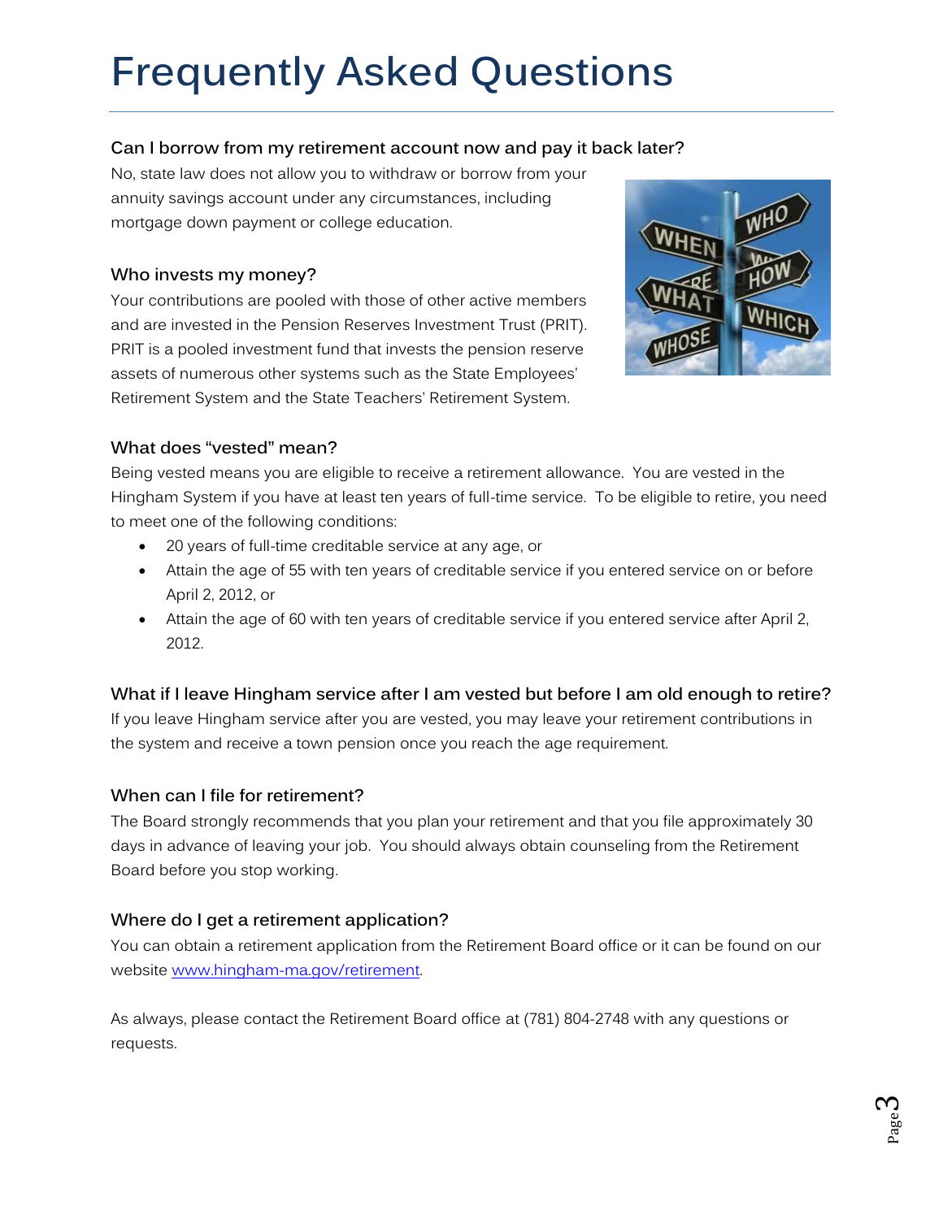# Frequently Asked Questions

### Can I borrow from my retirement account now and pay it back later?

No, state law does not allow you to withdraw or borrow from your annuity savings account under any circumstances, including mortgage down payment or college education.

### Who invests my money?

Your contributions are pooled with those of other active members and are invested in the Pension Reserves Investment Trust (PRIT). PRIT is a pooled investment fund that invests the pension reserve assets of numerous other systems such as the State Employees' Retirement System and the State Teachers' Retirement System.

### What does "vested" mean?

Being vested means you are eligible to receive a retirement allowance. You are vested in the Hingham System if you have at least ten years of full-time service. To be eligible to retire, you need to meet one of the following conditions:

- 20 years of full-time creditable service at any age, or
- Attain the age of 55 with ten years of creditable service if you entered service on or before April 2, 2012, or
- Attain the age of 60 with ten years of creditable service if you entered service after April 2, 2012.

### What if I leave Hingham service after I am vested but before I am old enough to retire?

If you leave Hingham service after you are vested, you may leave your retirement contributions in the system and receive a town pension once you reach the age requirement.

### When can I file for retirement?

The Board strongly recommends that you plan your retirement and that you file approximately 30 days in advance of leaving your job. You should always obtain counseling from the Retirement Board before you stop working.

### Where do I get a retirement application?

You can obtain a retirement application from the Retirement Board office or it can be found on our website [www.hingham-ma.gov/retirement](http://www.hingham-ma.gov/retirement).

As always, please contact the Retirement Board office at (781) 804-2748 with any questions or requests.